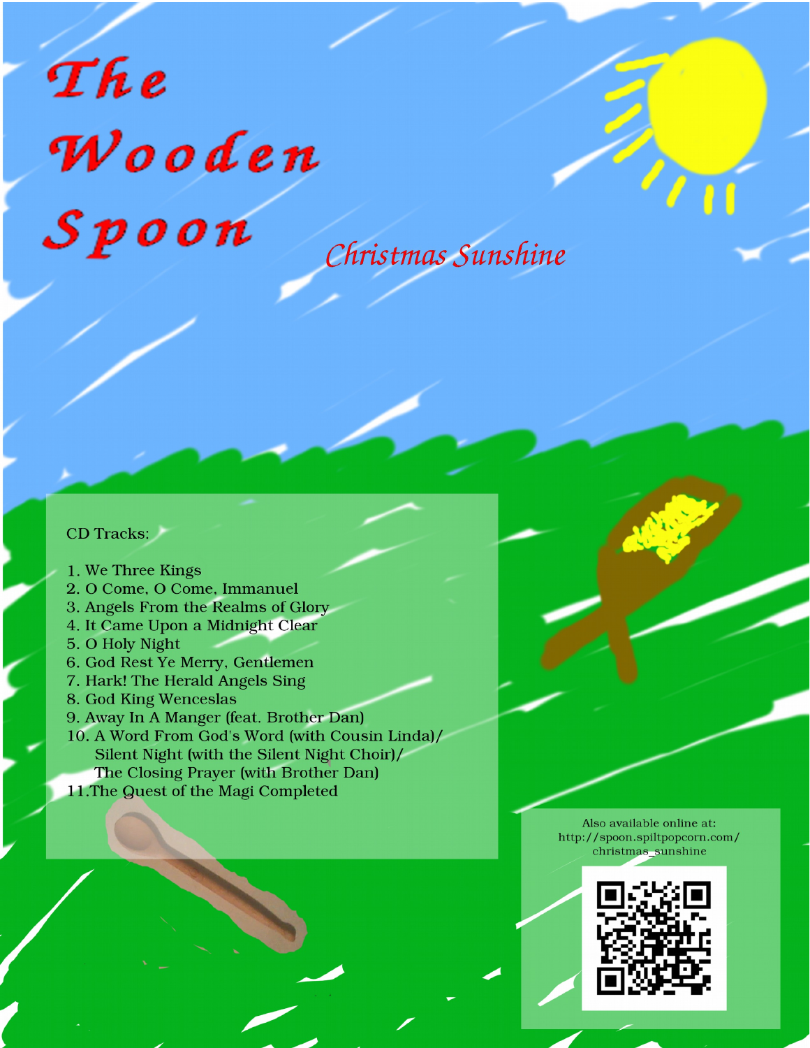# The Wooden Spoon

## Christmas Sunshine

CD Tracks:

1. We Three Kings
2. O Come, O Come, Immanuel
3. Angels From the Realms of Glory
4. It Came Upon a Midnight Clear
5. O Holy Night
6. God Rest Ye Merry, Gentlemen
7. Hark! The Herald Angels Sing
8. God King Wenceslas
9. Away In A Manger (feat. Brother Dan)
10. A Word From God's Word (with Cousin Linda)/ Silent Night (with the Silent Night Choir)/ The Closing Prayer (with Brother Dan)
11. The Quest of the Magi Completed

Also available online at:
http://spoon.spiltpopcorn.com/christmas_sunshine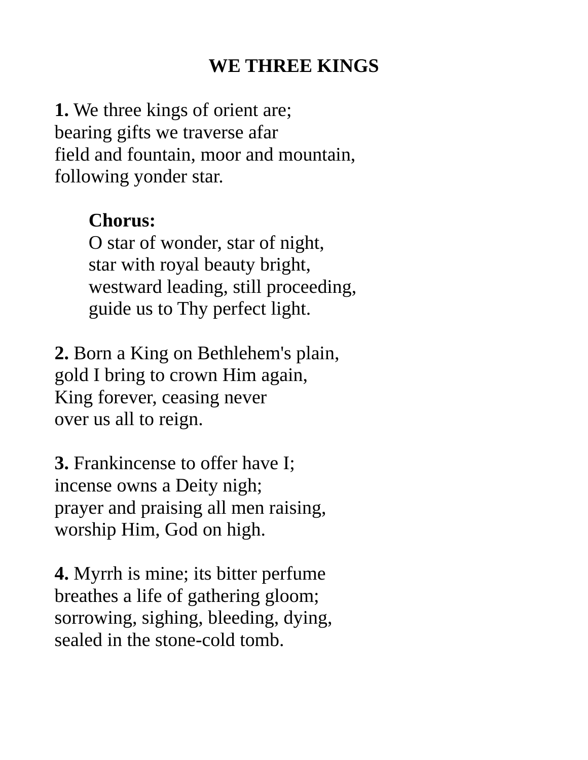# WE THREE KINGS

**1.** We three kings of orient are;
bearing gifts we traverse afar
field and fountain, moor and mountain,
following yonder star.

> **Chorus:**
> O star of wonder, star of night,
> star with royal beauty bright,
> westward leading, still proceeding,
> guide us to Thy perfect light.

**2.** Born a King on Bethlehem's plain,
gold I bring to crown Him again,
King forever, ceasing never
over us all to reign.

**3.** Frankincense to offer have I;
incense owns a Deity nigh;
prayer and praising all men raising,
worship Him, God on high.

**4.** Myrrh is mine; its bitter perfume
breathes a life of gathering gloom;
sorrowing, sighing, bleeding, dying,
sealed in the stone-cold tomb.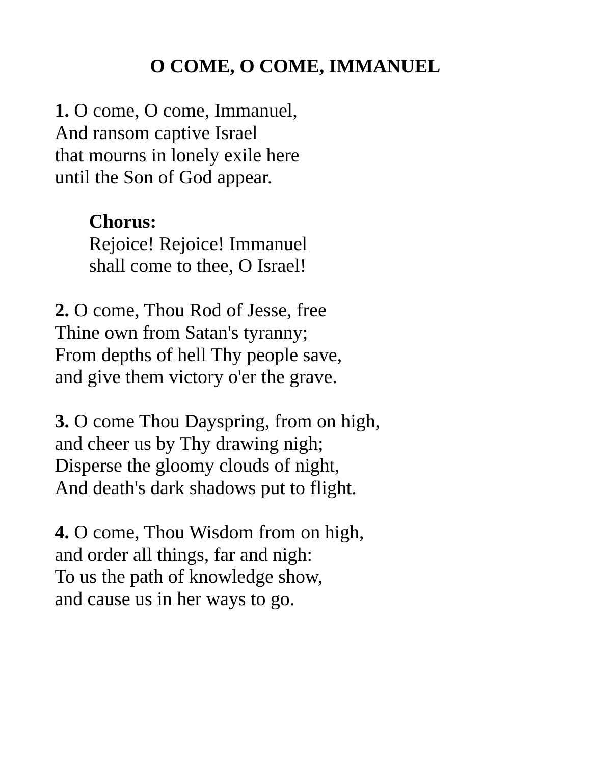# O COME, O COME, IMMANUEL

**1.** O come, O come, Immanuel,
And ransom captive Israel
that mourns in lonely exile here
until the Son of God appear.

> **Chorus:**
> Rejoice! Rejoice! Immanuel
> shall come to thee, O Israel!

**2.** O come, Thou Rod of Jesse, free
Thine own from Satan's tyranny;
From depths of hell Thy people save,
and give them victory o'er the grave.

**3.** O come Thou Dayspring, from on high,
and cheer us by Thy drawing nigh;
Disperse the gloomy clouds of night,
And death's dark shadows put to flight.

**4.** O come, Thou Wisdom from on high,
and order all things, far and nigh:
To us the path of knowledge show,
and cause us in her ways to go.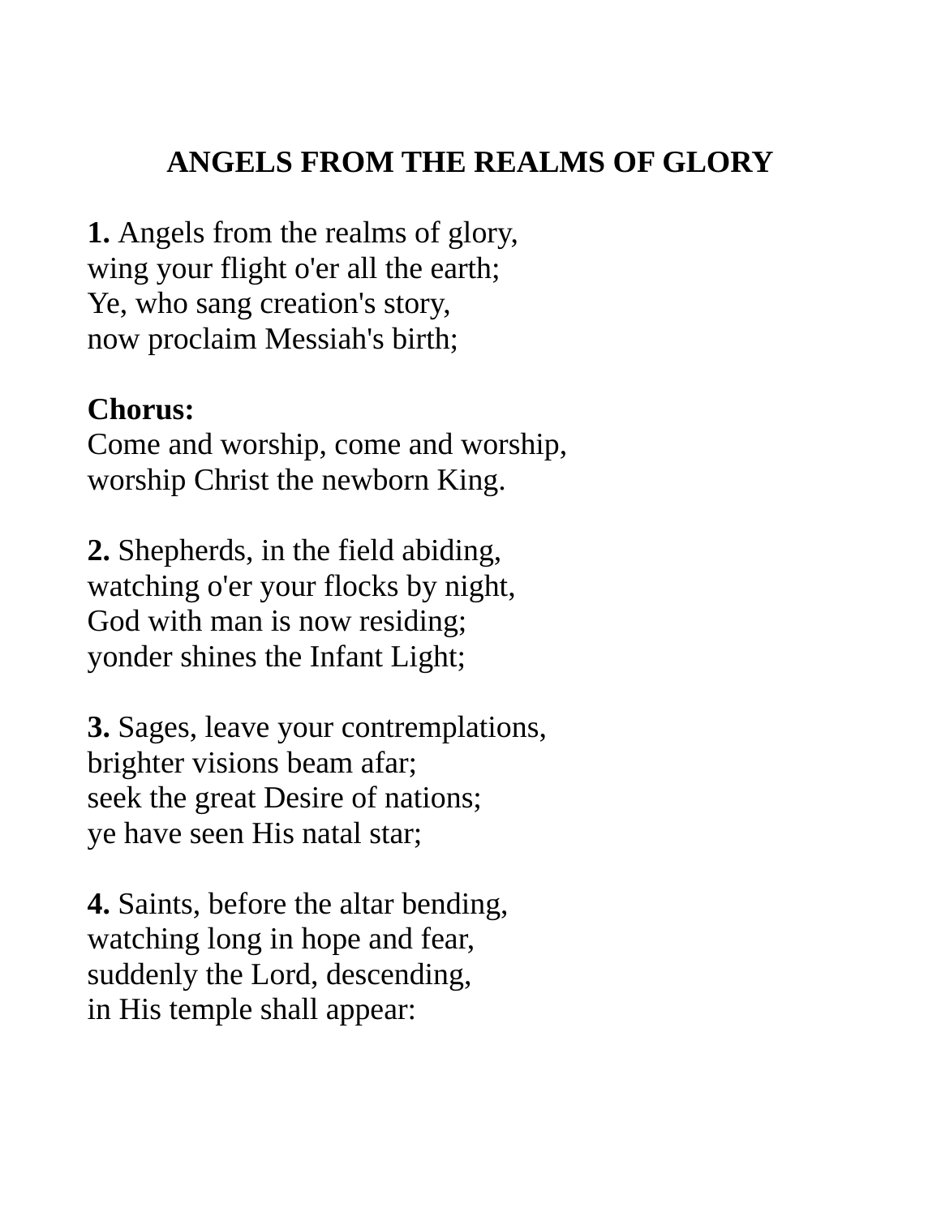# ANGELS FROM THE REALMS OF GLORY

**1.** Angels from the realms of glory,
wing your flight o'er all the earth;
Ye, who sang creation's story,
now proclaim Messiah's birth;

**Chorus:**
Come and worship, come and worship,
worship Christ the newborn King.

**2.** Shepherds, in the field abiding,
watching o'er your flocks by night,
God with man is now residing;
yonder shines the Infant Light;

**3.** Sages, leave your contremplations,
brighter visions beam afar;
seek the great Desire of nations;
ye have seen His natal star;

**4.** Saints, before the altar bending,
watching long in hope and fear,
suddenly the Lord, descending,
in His temple shall appear: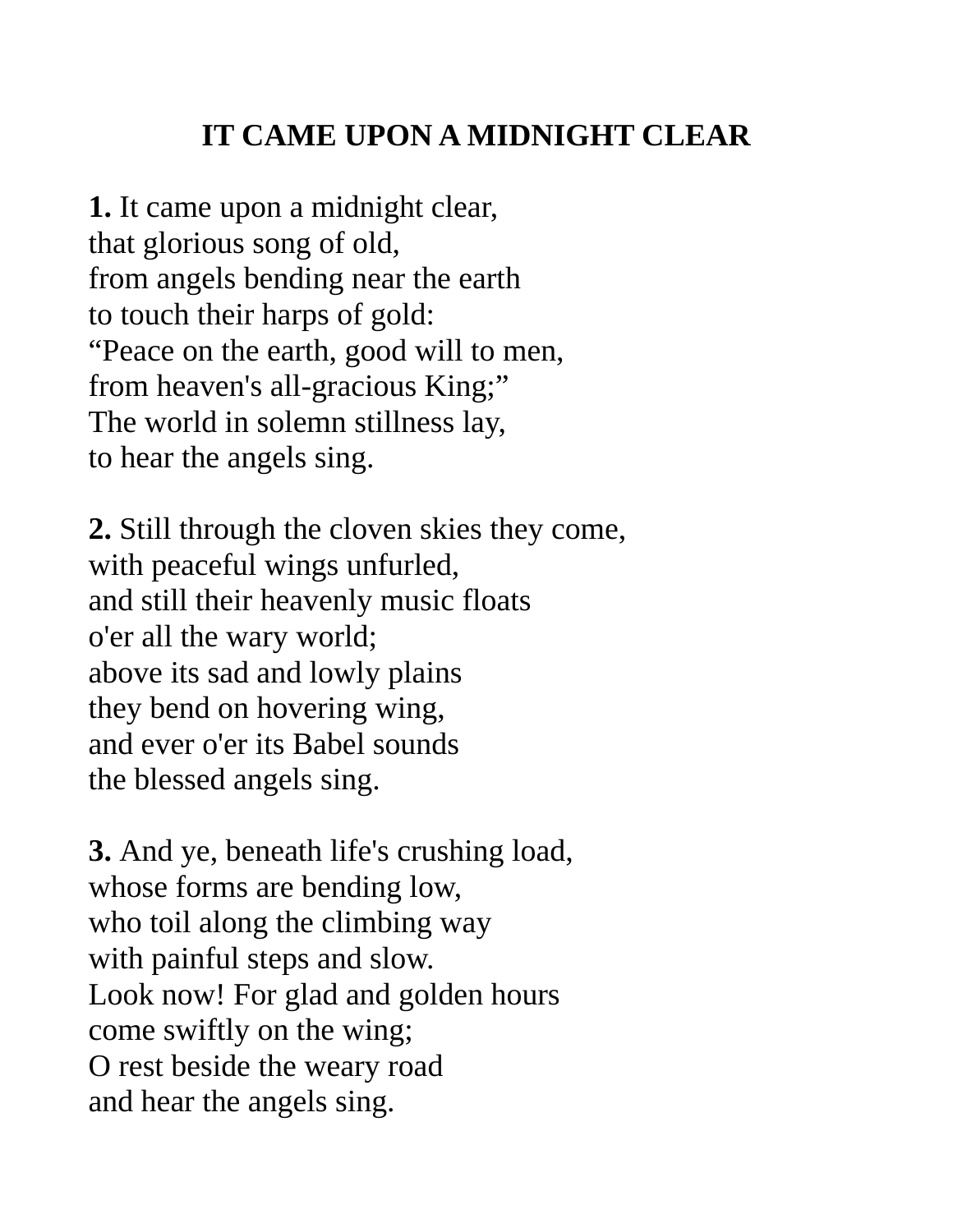# IT CAME UPON A MIDNIGHT CLEAR

**1.** It came upon a midnight clear,
that glorious song of old,
from angels bending near the earth
to touch their harps of gold:
“Peace on the earth, good will to men,
from heaven's all-gracious King;”
The world in solemn stillness lay,
to hear the angels sing.

**2.** Still through the cloven skies they come,
with peaceful wings unfurled,
and still their heavenly music floats
o'er all the wary world;
above its sad and lowly plains
they bend on hovering wing,
and ever o'er its Babel sounds
the blessed angels sing.

**3.** And ye, beneath life's crushing load,
whose forms are bending low,
who toil along the climbing way
with painful steps and slow.
Look now! For glad and golden hours
come swiftly on the wing;
O rest beside the weary road
and hear the angels sing.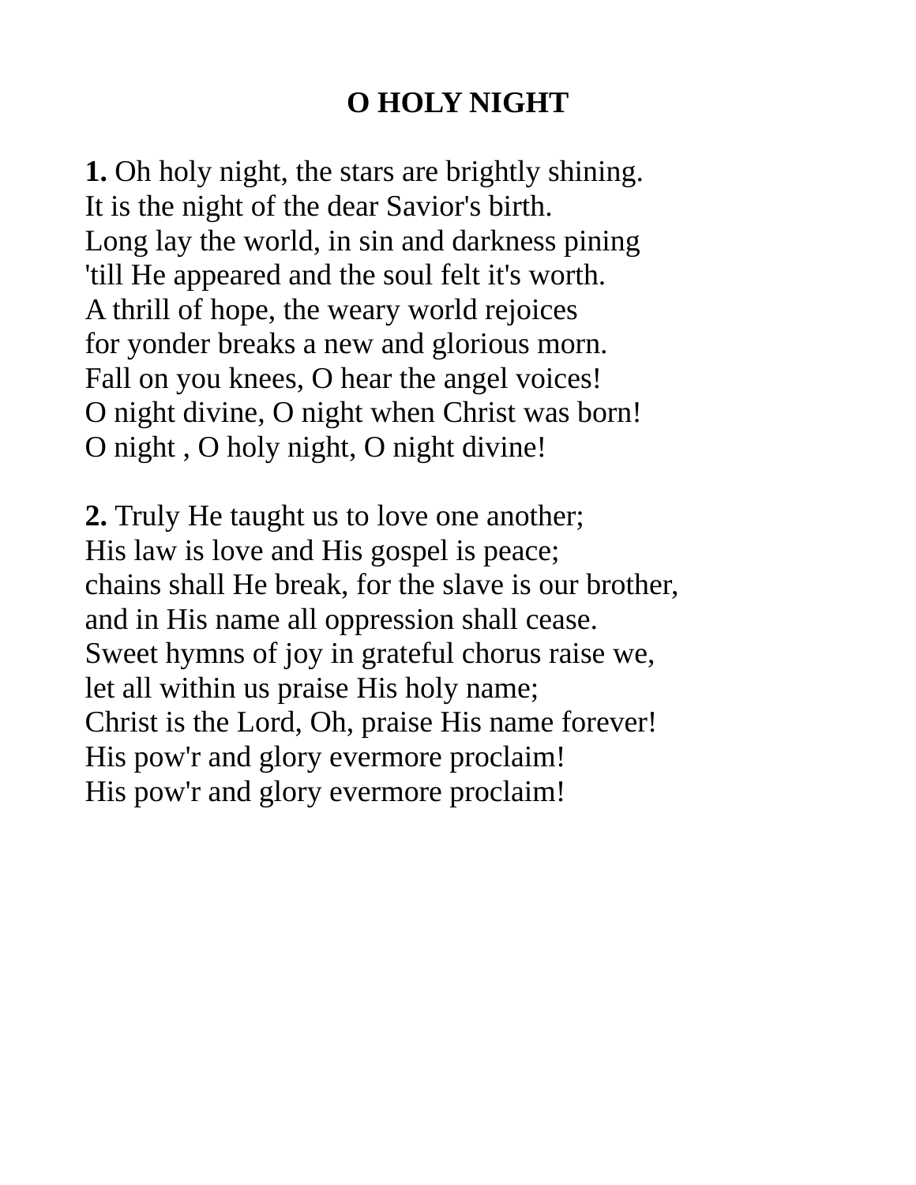# O HOLY NIGHT

**1.** Oh holy night, the stars are brightly shining.
It is the night of the dear Savior's birth.
Long lay the world, in sin and darkness pining
'till He appeared and the soul felt it's worth.
A thrill of hope, the weary world rejoices
for yonder breaks a new and glorious morn.
Fall on you knees, O hear the angel voices!
O night divine, O night when Christ was born!
O night , O holy night, O night divine!

**2.** Truly He taught us to love one another;
His law is love and His gospel is peace;
chains shall He break, for the slave is our brother,
and in His name all oppression shall cease.
Sweet hymns of joy in grateful chorus raise we,
let all within us praise His holy name;
Christ is the Lord, Oh, praise His name forever!
His pow'r and glory evermore proclaim!
His pow'r and glory evermore proclaim!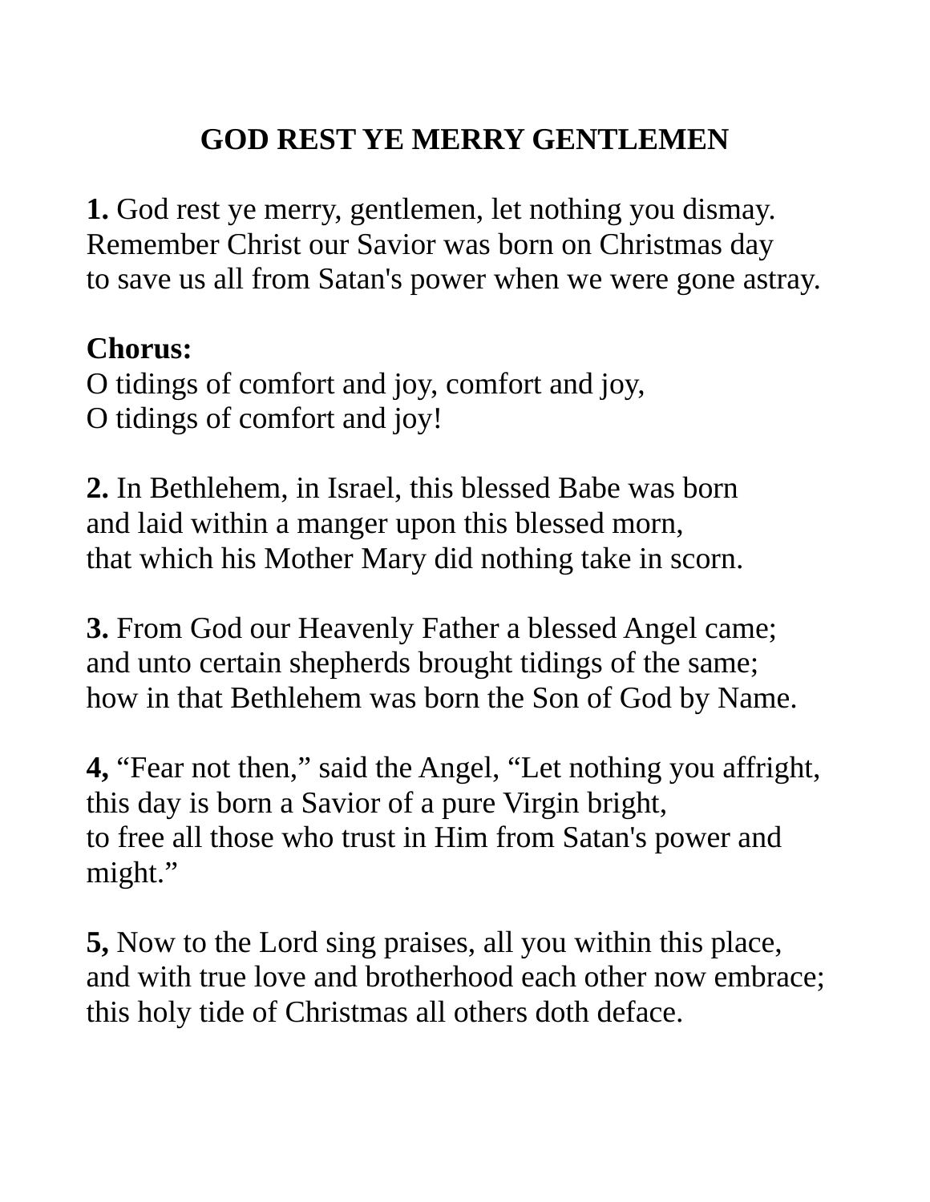# GOD REST YE MERRY GENTLEMEN

**1.** God rest ye merry, gentlemen, let nothing you dismay.
Remember Christ our Savior was born on Christmas day
to save us all from Satan's power when we were gone astray.

**Chorus:**
O tidings of comfort and joy, comfort and joy,
O tidings of comfort and joy!

**2.** In Bethlehem, in Israel, this blessed Babe was born
and laid within a manger upon this blessed morn,
that which his Mother Mary did nothing take in scorn.

**3.** From God our Heavenly Father a blessed Angel came;
and unto certain shepherds brought tidings of the same;
how in that Bethlehem was born the Son of God by Name.

**4,** “Fear not then,” said the Angel, “Let nothing you affright,
this day is born a Savior of a pure Virgin bright,
to free all those who trust in Him from Satan's power and might.”

**5,** Now to the Lord sing praises, all you within this place,
and with true love and brotherhood each other now embrace;
this holy tide of Christmas all others doth deface.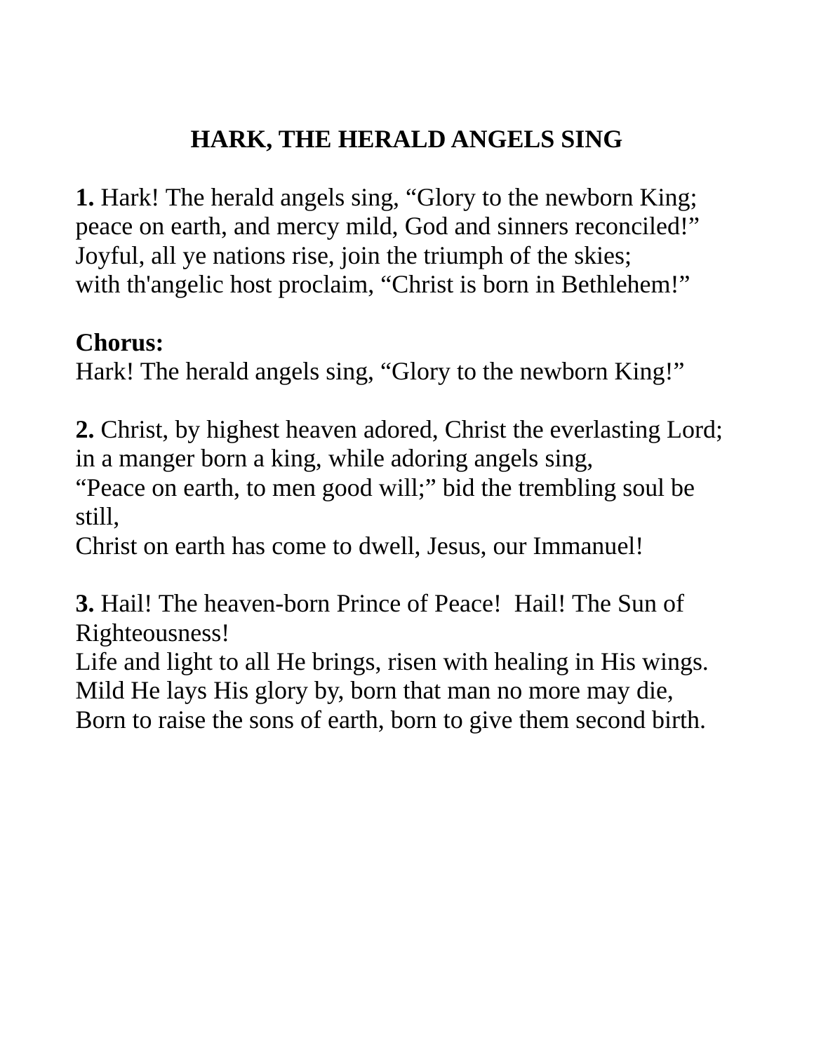# HARK, THE HERALD ANGELS SING

**1.** Hark! The herald angels sing, “Glory to the newborn King;
peace on earth, and mercy mild, God and sinners reconciled!”
Joyful, all ye nations rise, join the triumph of the skies;
with th'angelic host proclaim, “Christ is born in Bethlehem!”

**Chorus:**
Hark! The herald angels sing, “Glory to the newborn King!”

**2.** Christ, by highest heaven adored, Christ the everlasting Lord;
in a manger born a king, while adoring angels sing,
“Peace on earth, to men good will;” bid the trembling soul be still,
Christ on earth has come to dwell, Jesus, our Immanuel!

**3.** Hail! The heaven-born Prince of Peace!  Hail! The Sun of Righteousness!
Life and light to all He brings, risen with healing in His wings.
Mild He lays His glory by, born that man no more may die,
Born to raise the sons of earth, born to give them second birth.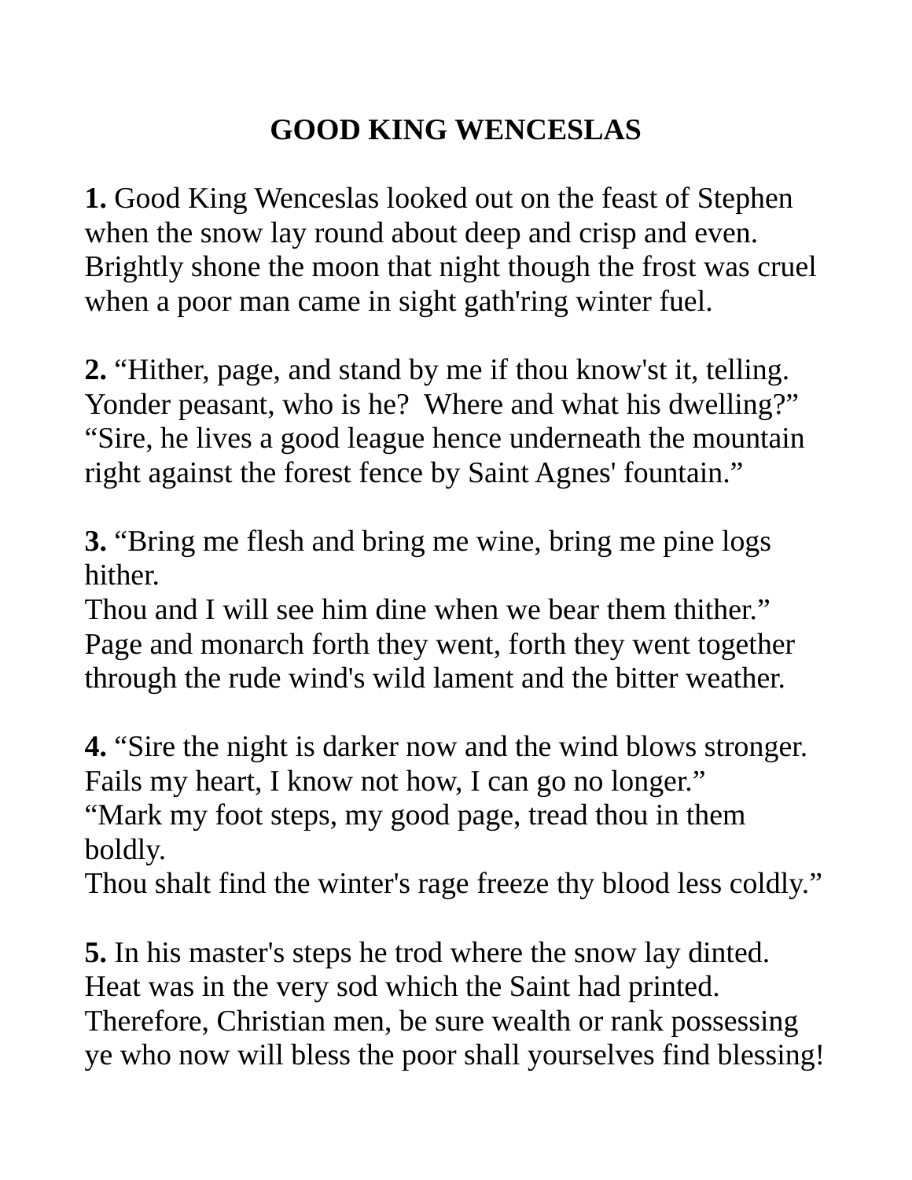# GOOD KING WENCESLAS

**1.** Good King Wenceslas looked out on the feast of Stephen
when the snow lay round about deep and crisp and even.
Brightly shone the moon that night though the frost was cruel
when a poor man came in sight gath'ring winter fuel.

**2.** “Hither, page, and stand by me if thou know'st it, telling.
Yonder peasant, who is he?  Where and what his dwelling?”
“Sire, he lives a good league hence underneath the mountain
right against the forest fence by Saint Agnes' fountain.”

**3.** “Bring me flesh and bring me wine, bring me pine logs hither.
Thou and I will see him dine when we bear them thither.”
Page and monarch forth they went, forth they went together
through the rude wind's wild lament and the bitter weather.

**4.** “Sire the night is darker now and the wind blows stronger.
Fails my heart, I know not how, I can go no longer.”
“Mark my foot steps, my good page, tread thou in them boldly.
Thou shalt find the winter's rage freeze thy blood less coldly.”

**5.** In his master's steps he trod where the snow lay dinted.
Heat was in the very sod which the Saint had printed.
Therefore, Christian men, be sure wealth or rank possessing
ye who now will bless the poor shall yourselves find blessing!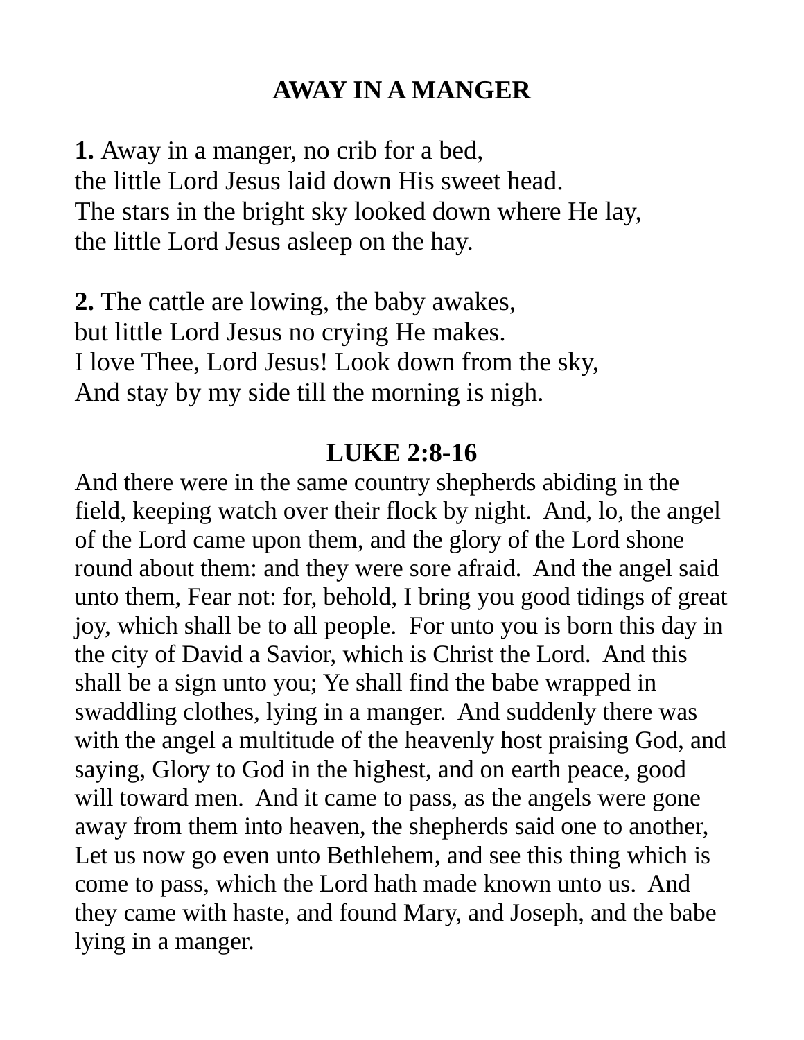# AWAY IN A MANGER

**1.** Away in a manger, no crib for a bed,
the little Lord Jesus laid down His sweet head.
The stars in the bright sky looked down where He lay,
the little Lord Jesus asleep on the hay.

**2.** The cattle are lowing, the baby awakes,
but little Lord Jesus no crying He makes.
I love Thee, Lord Jesus! Look down from the sky,
And stay by my side till the morning is nigh.

## LUKE 2:8-16

And there were in the same country shepherds abiding in the field, keeping watch over their flock by night. And, lo, the angel of the Lord came upon them, and the glory of the Lord shone round about them: and they were sore afraid. And the angel said unto them, Fear not: for, behold, I bring you good tidings of great joy, which shall be to all people. For unto you is born this day in the city of David a Savior, which is Christ the Lord. And this shall be a sign unto you; Ye shall find the babe wrapped in swaddling clothes, lying in a manger. And suddenly there was with the angel a multitude of the heavenly host praising God, and saying, Glory to God in the highest, and on earth peace, good will toward men. And it came to pass, as the angels were gone away from them into heaven, the shepherds said one to another, Let us now go even unto Bethlehem, and see this thing which is come to pass, which the Lord hath made known unto us. And they came with haste, and found Mary, and Joseph, and the babe lying in a manger.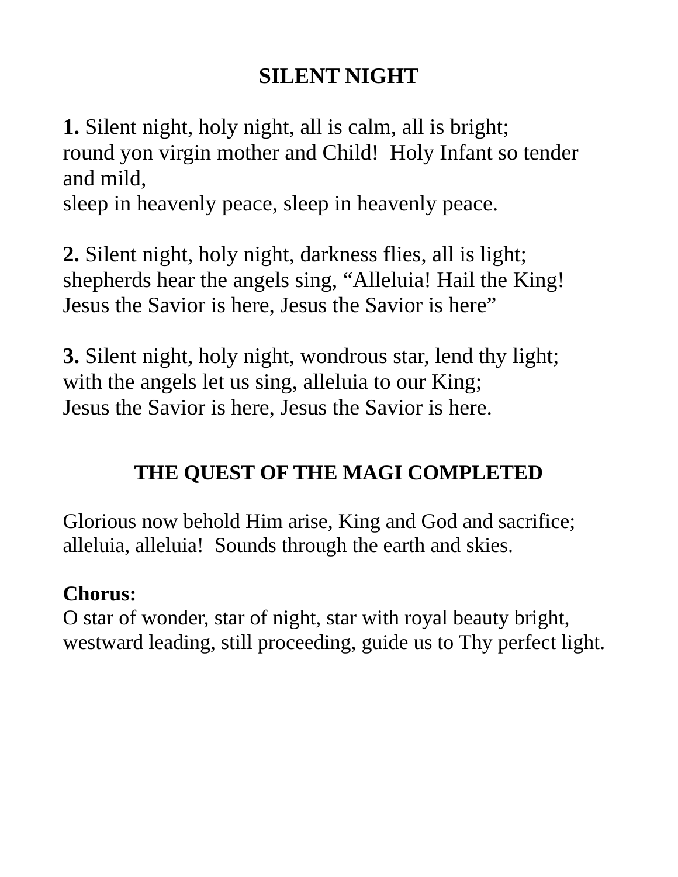## SILENT NIGHT

**1.** Silent night, holy night, all is calm, all is bright;
round yon virgin mother and Child!  Holy Infant so tender and mild,
sleep in heavenly peace, sleep in heavenly peace.

**2.** Silent night, holy night, darkness flies, all is light;
shepherds hear the angels sing, "Alleluia! Hail the King!
Jesus the Savior is here, Jesus the Savior is here"

**3.** Silent night, holy night, wondrous star, lend thy light;
with the angels let us sing, alleluia to our King;
Jesus the Savior is here, Jesus the Savior is here.

## THE QUEST OF THE MAGI COMPLETED

Glorious now behold Him arise, King and God and sacrifice;
alleluia, alleluia!  Sounds through the earth and skies.

**Chorus:**
O star of wonder, star of night, star with royal beauty bright,
westward leading, still proceeding, guide us to Thy perfect light.